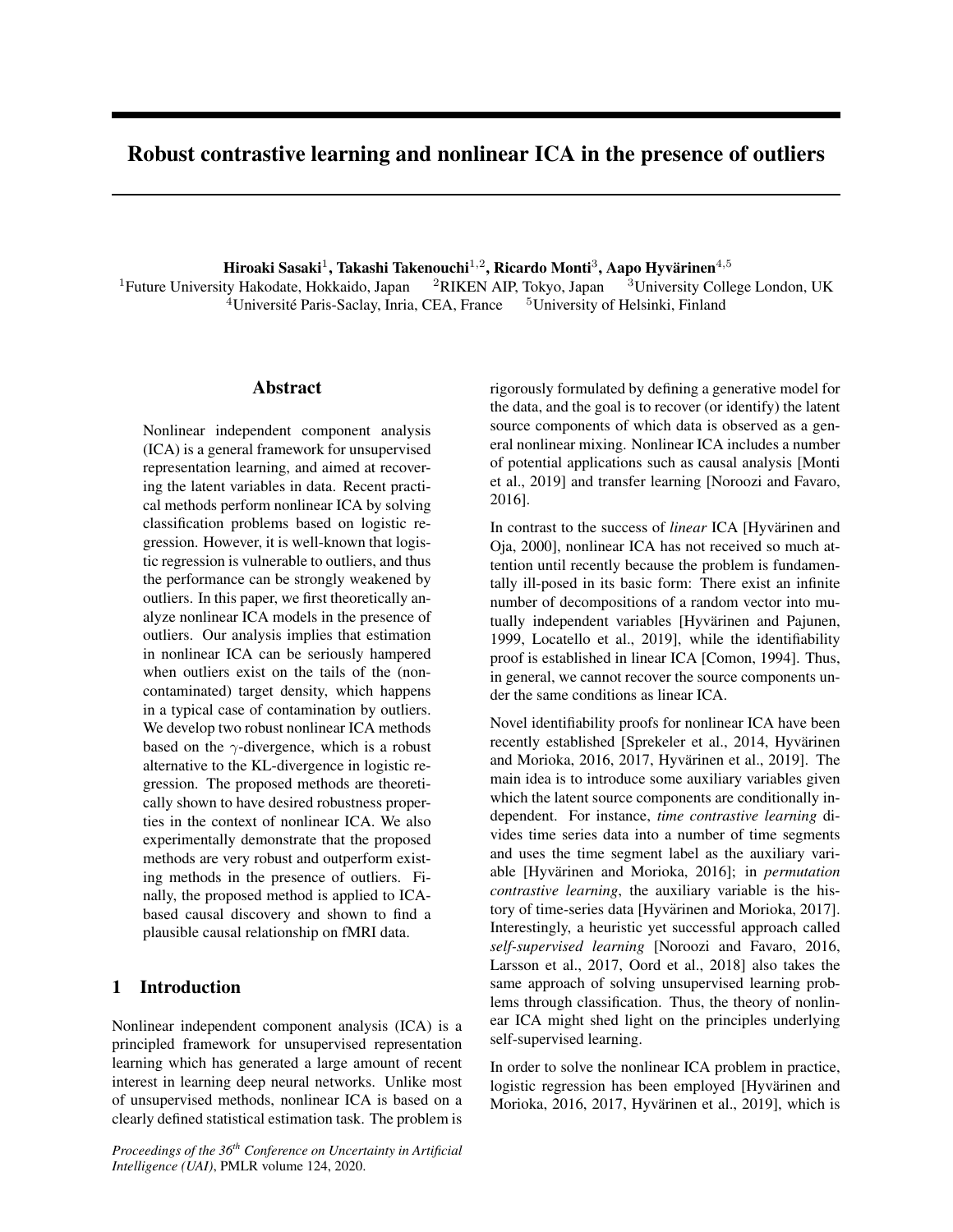# Robust contrastive learning and nonlinear ICA in the presence of outliers

**Hiroaki Sasaki[1], Takashi Takenouchi[1,2], Ricardo Monti[3], Aapo Hyvärinen[4,5]**

[1]Future University Hakodate, Hokkaido, Japan [2]RIKEN AIP, Tokyo, Japan [3]University College London, UK
[4]Université Paris-Saclay, Inria, CEA, France [5]University of Helsinki, Finland

## Abstract

Nonlinear independent component analysis (ICA) is a general framework for unsupervised representation learning, and aimed at recovering the latent variables in data. Recent practical methods perform nonlinear ICA by solving classification problems based on logistic regression. However, it is well-known that logistic regression is vulnerable to outliers, and thus the performance can be strongly weakened by outliers. In this paper, we first theoretically analyze nonlinear ICA models in the presence of outliers. Our analysis implies that estimation in nonlinear ICA can be seriously hampered when outliers exist on the tails of the (non-contaminated) target density, which happens in a typical case of contamination by outliers. We develop two robust nonlinear ICA methods based on the $\gamma$-divergence, which is a robust alternative to the KL-divergence in logistic regression. The proposed methods are theoretically shown to have desired robustness properties in the context of nonlinear ICA. We also experimentally demonstrate that the proposed methods are very robust and outperform existing methods in the presence of outliers. Finally, the proposed method is applied to ICA-based causal discovery and shown to find a plausible causal relationship on fMRI data.

## 1 Introduction

Nonlinear independent component analysis (ICA) is a principled framework for unsupervised representation learning which has generated a large amount of recent interest in learning deep neural networks. Unlike most of unsupervised methods, nonlinear ICA is based on a clearly defined statistical estimation task. The problem is rigorously formulated by defining a generative model for the data, and the goal is to recover (or identify) the latent source components of which data is observed as a general nonlinear mixing. Nonlinear ICA includes a number of potential applications such as causal analysis [Monti et al., 2019] and transfer learning [Noroozi and Favaro, 2016].

In contrast to the success of *linear* ICA [Hyvärinen and Oja, 2000], nonlinear ICA has not received so much attention until recently because the problem is fundamentally ill-posed in its basic form: There exist an infinite number of decompositions of a random vector into mutually independent variables [Hyvärinen and Pajunen, 1999, Locatello et al., 2019], while the identifiability proof is established in linear ICA [Comon, 1994]. Thus, in general, we cannot recover the source components under the same conditions as linear ICA.

Novel identifiability proofs for nonlinear ICA have been recently established [Sprekeler et al., 2014, Hyvärinen and Morioka, 2016, 2017, Hyvärinen et al., 2019]. The main idea is to introduce some auxiliary variables given which the latent source components are conditionally independent. For instance, *time contrastive learning* divides time series data into a number of time segments and uses the time segment label as the auxiliary variable [Hyvärinen and Morioka, 2016]; in *permutation contrastive learning*, the auxiliary variable is the history of time-series data [Hyvärinen and Morioka, 2017]. Interestingly, a heuristic yet successful approach called *self-supervised learning* [Noroozi and Favaro, 2016, Larsson et al., 2017, Oord et al., 2018] also takes the same approach of solving unsupervised learning problems through classification. Thus, the theory of nonlinear ICA might shed light on the principles underlying self-supervised learning.

In order to solve the nonlinear ICA problem in practice, logistic regression has been employed [Hyvärinen and Morioka, 2016, 2017, Hyvärinen et al., 2019], which is

*Proceedings of the 36[th] Conference on Uncertainty in Artificial Intelligence (UAI)*, PMLR volume 124, 2020.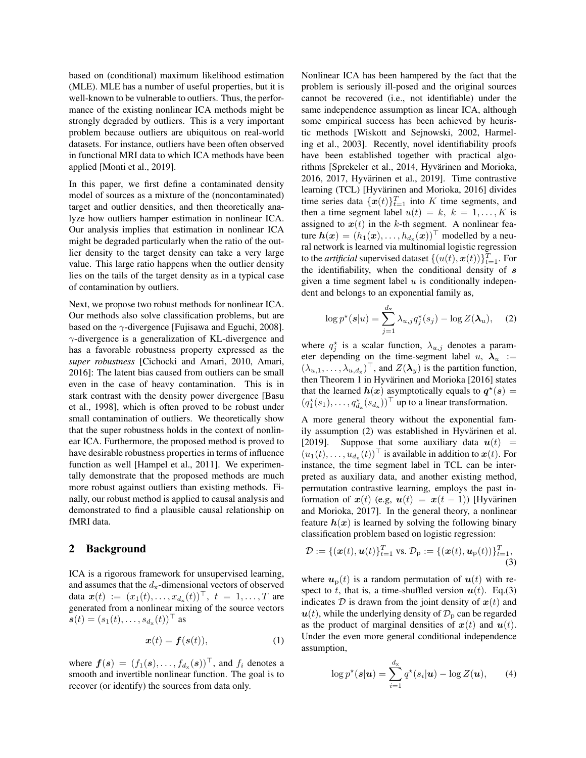based on (conditional) maximum likelihood estimation (MLE). MLE has a number of useful properties, but it is well-known to be vulnerable to outliers. Thus, the performance of the existing nonlinear ICA methods might be strongly degraded by outliers. This is a very important problem because outliers are ubiquitous on real-world datasets. For instance, outliers have been often observed in functional MRI data to which ICA methods have been applied [Monti et al., 2019].

In this paper, we first define a contaminated density model of sources as a mixture of the (noncontaminated) target and outlier densities, and then theoretically analyze how outliers hamper estimation in nonlinear ICA. Our analysis implies that estimation in nonlinear ICA might be degraded particularly when the ratio of the outlier density to the target density can take a very large value. This large ratio happens when the outlier density lies on the tails of the target density as in a typical case of contamination by outliers.

Next, we propose two robust methods for nonlinear ICA. Our methods also solve classification problems, but are based on the $\gamma$-divergence [Fujisawa and Eguchi, 2008]. $\gamma$-divergence is a generalization of KL-divergence and has a favorable robustness property expressed as the *super robustness* [Cichocki and Amari, 2010, Amari, 2016]: The latent bias caused from outliers can be small even in the case of heavy contamination. This is in stark contrast with the density power divergence [Basu et al., 1998], which is often proved to be robust under small contamination of outliers. We theoretically show that the super robustness holds in the context of nonlinear ICA. Furthermore, the proposed method is proved to have desirable robustness properties in terms of influence function as well [Hampel et al., 2011]. We experimentally demonstrate that the proposed methods are much more robust against outliers than existing methods. Finally, our robust method is applied to causal analysis and demonstrated to find a plausible causal relationship on fMRI data.

## 2 Background

ICA is a rigorous framework for unsupervised learning, and assumes that the $d_{\mathrm{x}}$-dimensional vectors of observed data $\boldsymbol{x}(t) := (x_1(t), \ldots, x_{d_{\mathrm{x}}}(t))^\top,\ t = 1, \ldots, T$ are generated from a nonlinear mixing of the source vectors $\boldsymbol{s}(t) = (s_1(t), \ldots, s_{d_{\mathrm{x}}}(t))^\top$ as

$$\boldsymbol{x}(t) = \boldsymbol{f}(\boldsymbol{s}(t)), \tag{1}$$

where $\boldsymbol{f}(\boldsymbol{s}) = (f_1(\boldsymbol{s}), \ldots, f_{d_{\mathrm{x}}}(\boldsymbol{s}))^\top$, and $f_i$ denotes a smooth and invertible nonlinear function. The goal is to recover (or identify) the sources from data only.

Nonlinear ICA has been hampered by the fact that the problem is seriously ill-posed and the original sources cannot be recovered (i.e., not identifiable) under the same independence assumption as linear ICA, although some empirical success has been achieved by heuristic methods [Wiskott and Sejnowski, 2002, Harmeling et al., 2003]. Recently, novel identifiability proofs have been established together with practical algorithms [Sprekeler et al., 2014, Hyvärinen and Morioka, 2016, 2017, Hyvärinen et al., 2019]. Time contrastive learning (TCL) [Hyvärinen and Morioka, 2016] divides time series data $\{\boldsymbol{x}(t)\}_{t=1}^T$ into $K$ time segments, and then a time segment label $u(t) = k,\ k = 1, \ldots, K$ is assigned to $\boldsymbol{x}(t)$ in the $k$-th segment. A nonlinear feature $\boldsymbol{h}(\boldsymbol{x}) = (h_1(\boldsymbol{x}), \ldots, h_{d_{\mathrm{x}}}(\boldsymbol{x}))^\top$ modelled by a neural network is learned via multinomial logistic regression to the *artificial* supervised dataset $\{(u(t), \boldsymbol{x}(t))\}_{t=1}^T$. For the identifiability, when the conditional density of $\boldsymbol{s}$ given a time segment label $u$ is conditionally independent and belongs to an exponential family as,

$$\log p^\star(\boldsymbol{s}|u) = \sum_{j=1}^{d_{\mathrm{x}}} \lambda_{u,j} q_j^\star(s_j) - \log Z(\boldsymbol{\lambda}_u), \tag{2}$$

where $q_j^\star$ is a scalar function, $\lambda_{u,j}$ denotes a parameter depending on the time-segment label $u$, $\boldsymbol{\lambda}_u := (\lambda_{u,1}, \ldots, \lambda_{u,d_{\mathrm{x}}})^\top$, and $Z(\boldsymbol{\lambda}_y)$ is the partition function, then Theorem 1 in Hyvärinen and Morioka [2016] states that the learned $\boldsymbol{h}(\boldsymbol{x})$ asymptotically equals to $\boldsymbol{q}^\star(\boldsymbol{s}) = (q_1^\star(s_1), \ldots, q_{d_{\mathrm{x}}}^\star(s_{d_{\mathrm{x}}}))^\top$ up to a linear transformation.

A more general theory without the exponential family assumption (2) was established in Hyvärinen et al. [2019]. Suppose that some auxiliary data $\boldsymbol{u}(t) = (u_1(t), \ldots, u_{d_{\mathrm{u}}}(t))^\top$ is available in addition to $\boldsymbol{x}(t)$. For instance, the time segment label in TCL can be interpreted as auxiliary data, and another existing method, permutation contrastive learning, employs the past information of $\boldsymbol{x}(t)$ (e.g, $\boldsymbol{u}(t) = \boldsymbol{x}(t-1)$) [Hyvärinen and Morioka, 2017]. In the general theory, a nonlinear feature $\boldsymbol{h}(\boldsymbol{x})$ is learned by solving the following binary classification problem based on logistic regression:

$$\mathcal{D} := \{(\boldsymbol{x}(t), \boldsymbol{u}(t)\}_{t=1}^T \text{ vs. } \mathcal{D}_{\mathrm{p}} := \{(\boldsymbol{x}(t), \boldsymbol{u}_{\mathrm{p}}(t))\}_{t=1}^T, \tag{3}$$

where $\boldsymbol{u}_{\mathrm{p}}(t)$ is a random permutation of $\boldsymbol{u}(t)$ with respect to $t$, that is, a time-shuffled version $\boldsymbol{u}(t)$. Eq.(3) indicates $\mathcal{D}$ is drawn from the joint density of $\boldsymbol{x}(t)$ and $\boldsymbol{u}(t)$, while the underlying density of $\mathcal{D}_{\mathrm{p}}$ can be regarded as the product of marginal densities of $\boldsymbol{x}(t)$ and $\boldsymbol{u}(t)$. Under the even more general conditional independence assumption,

$$\log p^\star(\boldsymbol{s}|\boldsymbol{u}) = \sum_{i=1}^{d_{\mathrm{x}}} q^\star(s_i|\boldsymbol{u}) - \log Z(\boldsymbol{u}), \tag{4}$$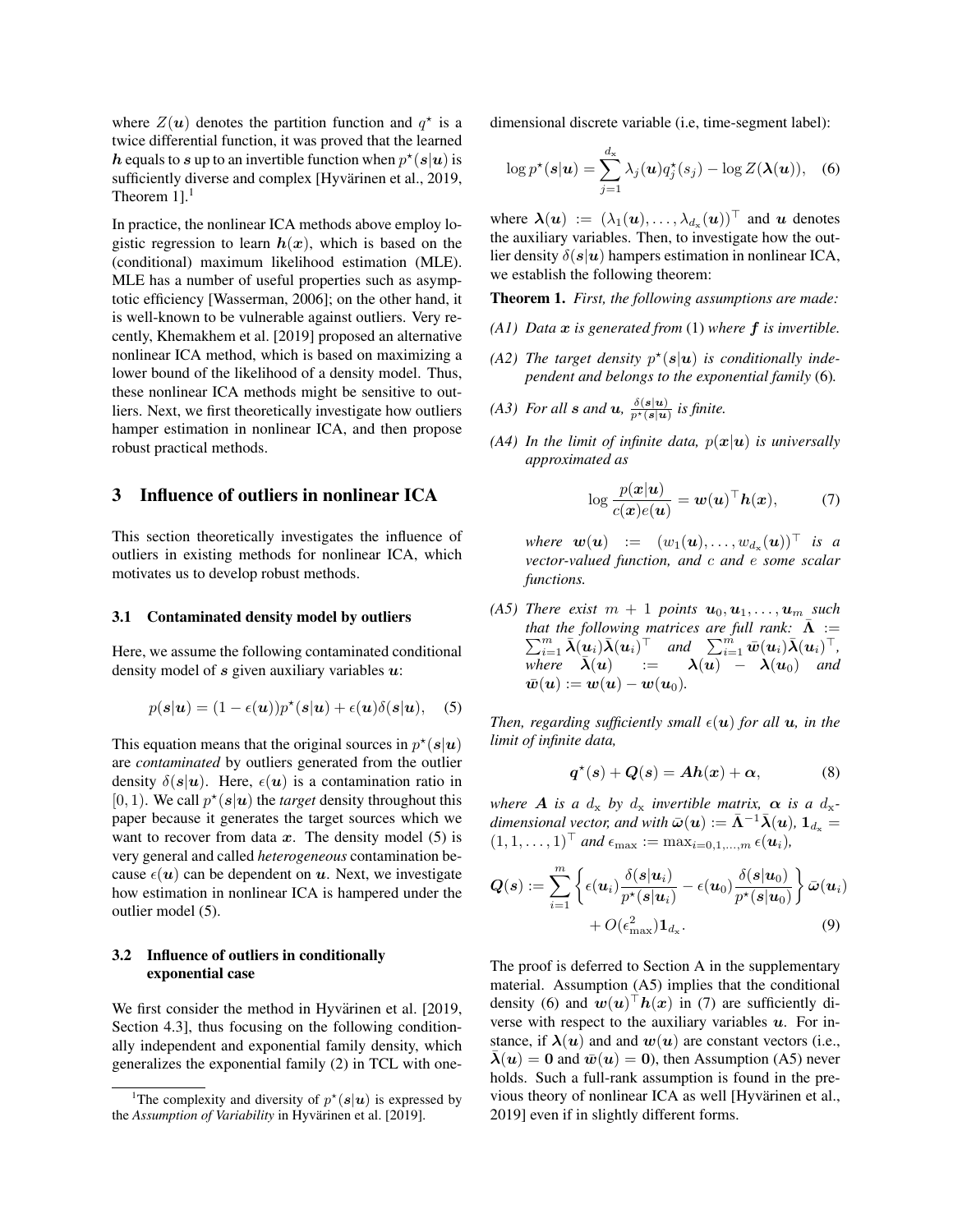where $Z(\boldsymbol{u})$ denotes the partition function and $q^\star$ is a twice differential function, it was proved that the learned $\boldsymbol{h}$ equals to $\boldsymbol{s}$ up to an invertible function when $p^\star(\boldsymbol{s}|\boldsymbol{u})$ is sufficiently diverse and complex [Hyvärinen et al., 2019, Theorem 1].[1]

In practice, the nonlinear ICA methods above employ logistic regression to learn $\boldsymbol{h}(\boldsymbol{x})$, which is based on the (conditional) maximum likelihood estimation (MLE). MLE has a number of useful properties such as asymptotic efficiency [Wasserman, 2006]; on the other hand, it is well-known to be vulnerable against outliers. Very recently, Khemakhem et al. [2019] proposed an alternative nonlinear ICA method, which is based on maximizing a lower bound of the likelihood of a density model. Thus, these nonlinear ICA methods might be sensitive to outliers. Next, we first theoretically investigate how outliers hamper estimation in nonlinear ICA, and then propose robust practical methods.

## 3 Influence of outliers in nonlinear ICA

This section theoretically investigates the influence of outliers in existing methods for nonlinear ICA, which motivates us to develop robust methods.

### 3.1 Contaminated density model by outliers

Here, we assume the following contaminated conditional density model of $\boldsymbol{s}$ given auxiliary variables $\boldsymbol{u}$:

$$p(\boldsymbol{s}|\boldsymbol{u}) = (1-\epsilon(\boldsymbol{u}))p^\star(\boldsymbol{s}|\boldsymbol{u}) + \epsilon(\boldsymbol{u})\delta(\boldsymbol{s}|\boldsymbol{u}), \quad (5)$$

This equation means that the original sources in $p^\star(\boldsymbol{s}|\boldsymbol{u})$ are *contaminated* by outliers generated from the outlier density $\delta(\boldsymbol{s}|\boldsymbol{u})$. Here, $\epsilon(\boldsymbol{u})$ is a contamination ratio in $[0,1)$. We call $p^\star(\boldsymbol{s}|\boldsymbol{u})$ the *target* density throughout this paper because it generates the target sources which we want to recover from data $\boldsymbol{x}$. The density model (5) is very general and called *heterogeneous* contamination because $\epsilon(\boldsymbol{u})$ can be dependent on $\boldsymbol{u}$. Next, we investigate how estimation in nonlinear ICA is hampered under the outlier model (5).

### 3.2 Influence of outliers in conditionally exponential case

We first consider the method in Hyvärinen et al. [2019, Section 4.3], thus focusing on the following conditionally independent and exponential family density, which generalizes the exponential family (2) in TCL with one-dimensional discrete variable (i.e, time-segment label):

$$\log p^\star(\boldsymbol{s}|\boldsymbol{u}) = \sum_{j=1}^{d_{\mathrm{x}}} \lambda_j(\boldsymbol{u})q_j^\star(s_j) - \log Z(\boldsymbol{\lambda}(\boldsymbol{u})), \quad (6)$$

where $\boldsymbol{\lambda}(\boldsymbol{u}) := (\lambda_1(\boldsymbol{u}),\dots,\lambda_{d_{\mathrm{x}}}(\boldsymbol{u}))^\top$ and $\boldsymbol{u}$ denotes the auxiliary variables. Then, to investigate how the outlier density $\delta(\boldsymbol{s}|\boldsymbol{u})$ hampers estimation in nonlinear ICA, we establish the following theorem:

**Theorem 1.** *First, the following assumptions are made:*

*(A1) Data $\boldsymbol{x}$ is generated from* (1) *where $\boldsymbol{f}$ is invertible.*

*(A2) The target density $p^\star(\boldsymbol{s}|\boldsymbol{u})$ is conditionally independent and belongs to the exponential family* (6)*.*

*(A3) For all $\boldsymbol{s}$ and $\boldsymbol{u}$, $\frac{\delta(\boldsymbol{s}|\boldsymbol{u})}{p^\star(\boldsymbol{s}|\boldsymbol{u})}$ is finite.*

*(A4) In the limit of infinite data, $p(\boldsymbol{x}|\boldsymbol{u})$ is universally approximated as*

$$\log \frac{p(\boldsymbol{x}|\boldsymbol{u})}{c(\boldsymbol{x})e(\boldsymbol{u})} = \boldsymbol{w}(\boldsymbol{u})^\top \boldsymbol{h}(\boldsymbol{x}), \quad (7)$$

*where $\boldsymbol{w}(\boldsymbol{u}) := (w_1(\boldsymbol{u}),\dots,w_{d_{\mathrm{x}}}(\boldsymbol{u}))^\top$ is a vector-valued function, and $c$ and $e$ some scalar functions.*

*(A5) There exist $m+1$ points $\boldsymbol{u}_0,\boldsymbol{u}_1,\dots,\boldsymbol{u}_m$ such that the following matrices are full rank: $\bar{\boldsymbol{\Lambda}} := \sum_{i=1}^m \bar{\boldsymbol{\lambda}}(\boldsymbol{u}_i)\bar{\boldsymbol{\lambda}}(\boldsymbol{u}_i)^\top$ and $\sum_{i=1}^m \bar{\boldsymbol{w}}(\boldsymbol{u}_i)\bar{\boldsymbol{\lambda}}(\boldsymbol{u}_i)^\top$, where $\bar{\boldsymbol{\lambda}}(\boldsymbol{u}) := \boldsymbol{\lambda}(\boldsymbol{u}) - \boldsymbol{\lambda}(\boldsymbol{u}_0)$ and $\bar{\boldsymbol{w}}(\boldsymbol{u}) := \boldsymbol{w}(\boldsymbol{u}) - \boldsymbol{w}(\boldsymbol{u}_0)$.*

*Then, regarding sufficiently small $\epsilon(\boldsymbol{u})$ for all $\boldsymbol{u}$, in the limit of infinite data,*

$$\boldsymbol{q}^\star(\boldsymbol{s}) + \boldsymbol{Q}(\boldsymbol{s}) = \boldsymbol{A}\boldsymbol{h}(\boldsymbol{x}) + \boldsymbol{\alpha}, \quad (8)$$

*where $\boldsymbol{A}$ is a $d_{\mathrm{x}}$ by $d_{\mathrm{x}}$ invertible matrix, $\boldsymbol{\alpha}$ is a $d_{\mathrm{x}}$-dimensional vector, and with $\bar{\boldsymbol{\omega}}(\boldsymbol{u}) := \bar{\boldsymbol{\Lambda}}^{-1}\bar{\boldsymbol{\lambda}}(\boldsymbol{u})$, $\boldsymbol{1}_{d_{\mathrm{x}}} = (1,1,\dots,1)^\top$ and $\epsilon_{\max} := \max_{i=0,1,\dots,m}\epsilon(\boldsymbol{u}_i)$,*

$$\boldsymbol{Q}(\boldsymbol{s}) := \sum_{i=1}^m \left\{\epsilon(\boldsymbol{u}_i)\frac{\delta(\boldsymbol{s}|\boldsymbol{u}_i)}{p^\star(\boldsymbol{s}|\boldsymbol{u}_i)} - \epsilon(\boldsymbol{u}_0)\frac{\delta(\boldsymbol{s}|\boldsymbol{u}_0)}{p^\star(\boldsymbol{s}|\boldsymbol{u}_0)}\right\}\bar{\boldsymbol{\omega}}(\boldsymbol{u}_i) + O(\epsilon_{\max}^2)\boldsymbol{1}_{d_{\mathrm{x}}}. \quad (9)$$

The proof is deferred to Section A in the supplementary material. Assumption (A5) implies that the conditional density (6) and $\boldsymbol{w}(\boldsymbol{u})^\top\boldsymbol{h}(\boldsymbol{x})$ in (7) are sufficiently diverse with respect to the auxiliary variables $\boldsymbol{u}$. For instance, if $\boldsymbol{\lambda}(\boldsymbol{u})$ and and $\boldsymbol{w}(\boldsymbol{u})$ are constant vectors (i.e., $\bar{\boldsymbol{\lambda}}(\boldsymbol{u}) = \boldsymbol{0}$ and $\bar{\boldsymbol{w}}(\boldsymbol{u}) = \boldsymbol{0}$), then Assumption (A5) never holds. Such a full-rank assumption is found in the previous theory of nonlinear ICA as well [Hyvärinen et al., 2019] even if in slightly different forms.

[1] The complexity and diversity of $p^\star(\boldsymbol{s}|\boldsymbol{u})$ is expressed by the *Assumption of Variability* in Hyvärinen et al. [2019].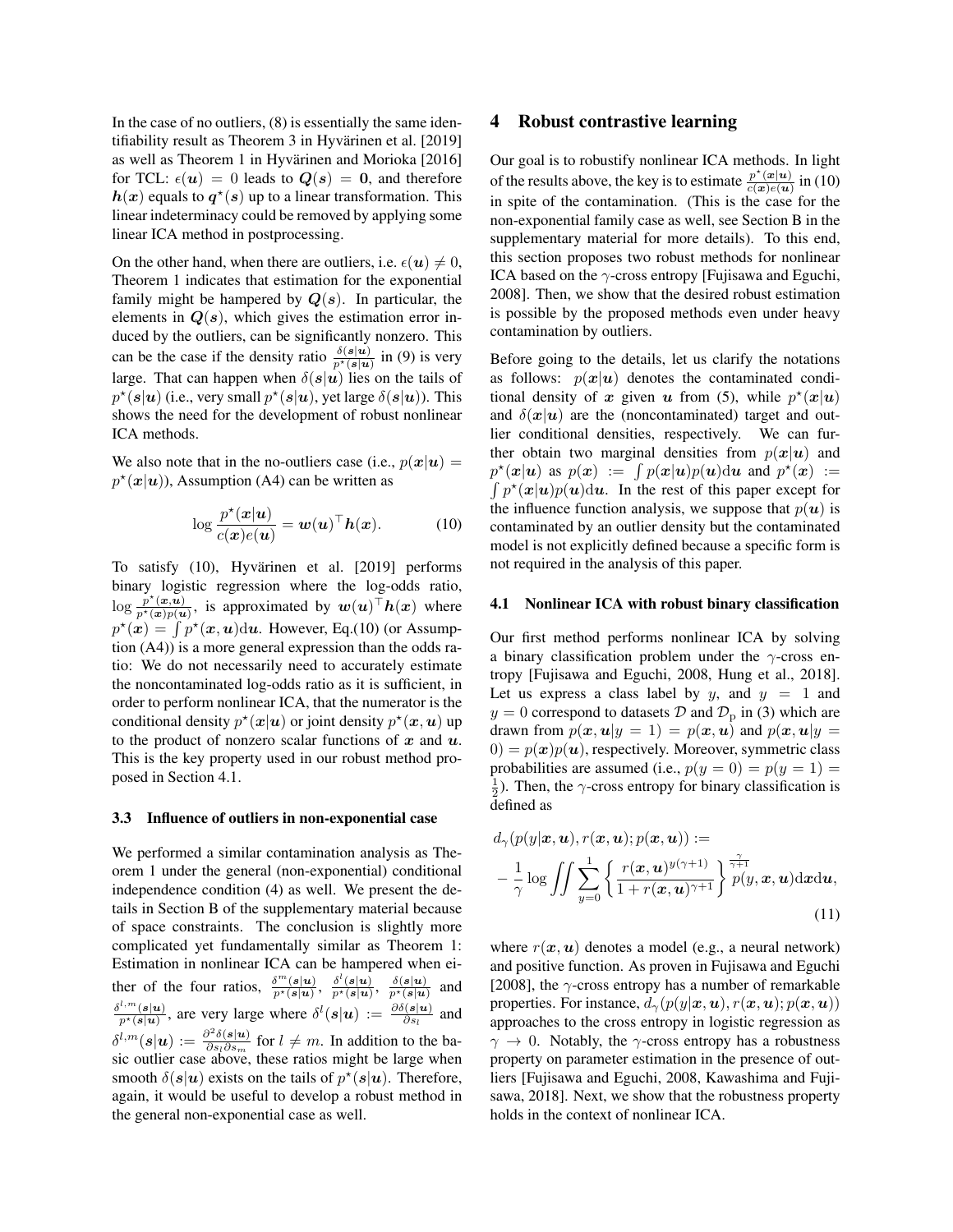In the case of no outliers, (8) is essentially the same identifiability result as Theorem 3 in Hyvärinen et al. [2019] as well as Theorem 1 in Hyvärinen and Morioka [2016] for TCL: $\epsilon(\boldsymbol{u}) = 0$ leads to $\boldsymbol{Q}(\boldsymbol{s}) = \boldsymbol{0}$, and therefore $\boldsymbol{h}(\boldsymbol{x})$ equals to $\boldsymbol{q}^\star(\boldsymbol{s})$ up to a linear transformation. This linear indeterminacy could be removed by applying some linear ICA method in postprocessing.

On the other hand, when there are outliers, i.e. $\epsilon(\boldsymbol{u}) \neq 0$, Theorem 1 indicates that estimation for the exponential family might be hampered by $\boldsymbol{Q}(\boldsymbol{s})$. In particular, the elements in $\boldsymbol{Q}(\boldsymbol{s})$, which gives the estimation error induced by the outliers, can be significantly nonzero. This can be the case if the density ratio $\frac{\delta(\boldsymbol{s}|\boldsymbol{u})}{p^\star(\boldsymbol{s}|\boldsymbol{u})}$ in (9) is very large. That can happen when $\delta(\boldsymbol{s}|\boldsymbol{u})$ lies on the tails of $p^\star(\boldsymbol{s}|\boldsymbol{u})$ (i.e., very small $p^\star(\boldsymbol{s}|\boldsymbol{u})$, yet large $\delta(\boldsymbol{s}|\boldsymbol{u})$). This shows the need for the development of robust nonlinear ICA methods.

We also note that in the no-outliers case (i.e., $p(\boldsymbol{x}|\boldsymbol{u}) = p^\star(\boldsymbol{x}|\boldsymbol{u})$), Assumption (A4) can be written as

$$\log \frac{p^\star(\boldsymbol{x}|\boldsymbol{u})}{c(\boldsymbol{x})e(\boldsymbol{u})} = \boldsymbol{w}(\boldsymbol{u})^\top \boldsymbol{h}(\boldsymbol{x}). \tag{10}$$

To satisfy (10), Hyvärinen et al. [2019] performs binary logistic regression where the log-odds ratio, $\log \frac{p^\star(\boldsymbol{x},\boldsymbol{u})}{p^\star(\boldsymbol{x})p(\boldsymbol{u})}$, is approximated by $\boldsymbol{w}(\boldsymbol{u})^\top \boldsymbol{h}(\boldsymbol{x})$ where $p^\star(\boldsymbol{x}) = \int p^\star(\boldsymbol{x},\boldsymbol{u})\mathrm{d}\boldsymbol{u}$. However, Eq.(10) (or Assumption (A4)) is a more general expression than the odds ratio: We do not necessarily need to accurately estimate the noncontaminated log-odds ratio as it is sufficient, in order to perform nonlinear ICA, that the numerator is the conditional density $p^\star(\boldsymbol{x}|\boldsymbol{u})$ or joint density $p^\star(\boldsymbol{x},\boldsymbol{u})$ up to the product of nonzero scalar functions of $\boldsymbol{x}$ and $\boldsymbol{u}$. This is the key property used in our robust method proposed in Section 4.1.

### 3.3 Influence of outliers in non-exponential case

We performed a similar contamination analysis as Theorem 1 under the general (non-exponential) conditional independence condition (4) as well. We present the details in Section B of the supplementary material because of space constraints. The conclusion is slightly more complicated yet fundamentally similar as Theorem 1: Estimation in nonlinear ICA can be hampered when either of the four ratios, $\frac{\delta^m(\boldsymbol{s}|\boldsymbol{u})}{p^\star(\boldsymbol{s}|\boldsymbol{u})}$, $\frac{\delta^l(\boldsymbol{s}|\boldsymbol{u})}{p^\star(\boldsymbol{s}|\boldsymbol{u})}$, $\frac{\delta(\boldsymbol{s}|\boldsymbol{u})}{p^\star(\boldsymbol{s}|\boldsymbol{u})}$ and $\frac{\delta^{l,m}(\boldsymbol{s}|\boldsymbol{u})}{p^\star(\boldsymbol{s}|\boldsymbol{u})}$, are very large where $\delta^l(\boldsymbol{s}|\boldsymbol{u}) := \frac{\partial\delta(\boldsymbol{s}|\boldsymbol{u})}{\partial s_l}$ and $\delta^{l,m}(\boldsymbol{s}|\boldsymbol{u}) := \frac{\partial^2\delta(\boldsymbol{s}|\boldsymbol{u})}{\partial s_l \partial s_m}$ for $l \neq m$. In addition to the basic outlier case above, these ratios might be large when smooth $\delta(\boldsymbol{s}|\boldsymbol{u})$ exists on the tails of $p^\star(\boldsymbol{s}|\boldsymbol{u})$. Therefore, again, it would be useful to develop a robust method in the general non-exponential case as well.

## 4 Robust contrastive learning

Our goal is to robustify nonlinear ICA methods. In light of the results above, the key is to estimate $\frac{p^\star(\boldsymbol{x}|\boldsymbol{u})}{c(\boldsymbol{x})e(\boldsymbol{u})}$ in (10) in spite of the contamination. (This is the case for the non-exponential family case as well, see Section B in the supplementary material for more details). To this end, this section proposes two robust methods for nonlinear ICA based on the $\gamma$-cross entropy [Fujisawa and Eguchi, 2008]. Then, we show that the desired robust estimation is possible by the proposed methods even under heavy contamination by outliers.

Before going to the details, let us clarify the notations as follows: $p(\boldsymbol{x}|\boldsymbol{u})$ denotes the contaminated conditional density of $\boldsymbol{x}$ given $\boldsymbol{u}$ from (5), while $p^\star(\boldsymbol{x}|\boldsymbol{u})$ and $\delta(\boldsymbol{x}|\boldsymbol{u})$ are the (noncontaminated) target and outlier conditional densities, respectively. We can further obtain two marginal densities from $p(\boldsymbol{x}|\boldsymbol{u})$ and $p^\star(\boldsymbol{x}|\boldsymbol{u})$ as $p(\boldsymbol{x}) := \int p(\boldsymbol{x}|\boldsymbol{u})p(\boldsymbol{u})\mathrm{d}\boldsymbol{u}$ and $p^\star(\boldsymbol{x}) := \int p^\star(\boldsymbol{x}|\boldsymbol{u})p(\boldsymbol{u})\mathrm{d}\boldsymbol{u}$. In the rest of this paper except for the influence function analysis, we suppose that $p(\boldsymbol{u})$ is contaminated by an outlier density but the contaminated model is not explicitly defined because a specific form is not required in the analysis of this paper.

### 4.1 Nonlinear ICA with robust binary classification

Our first method performs nonlinear ICA by solving a binary classification problem under the $\gamma$-cross entropy [Fujisawa and Eguchi, 2008, Hung et al., 2018]. Let us express a class label by $y$, and $y = 1$ and $y = 0$ correspond to datasets $\mathcal{D}$ and $\mathcal{D}_\mathrm{p}$ in (3) which are drawn from $p(\boldsymbol{x},\boldsymbol{u}|y = 1) = p(\boldsymbol{x},\boldsymbol{u})$ and $p(\boldsymbol{x},\boldsymbol{u}|y = 0) = p(\boldsymbol{x})p(\boldsymbol{u})$, respectively. Moreover, symmetric class probabilities are assumed (i.e., $p(y = 0) = p(y = 1) = \frac{1}{2}$). Then, the $\gamma$-cross entropy for binary classification is defined as

$$d_\gamma(p(y|\boldsymbol{x},\boldsymbol{u}), r(\boldsymbol{x},\boldsymbol{u}); p(\boldsymbol{x},\boldsymbol{u})) := -\frac{1}{\gamma}\log \iint \sum_{y=0}^{1} \left\{ \frac{r(\boldsymbol{x},\boldsymbol{u})^{y(\gamma+1)}}{1 + r(\boldsymbol{x},\boldsymbol{u})^{\gamma+1}} \right\}^{\frac{\gamma}{\gamma+1}} p(y,\boldsymbol{x},\boldsymbol{u})\mathrm{d}\boldsymbol{x}\mathrm{d}\boldsymbol{u}, \tag{11}$$

where $r(\boldsymbol{x},\boldsymbol{u})$ denotes a model (e.g., a neural network) and positive function. As proven in Fujisawa and Eguchi [2008], the $\gamma$-cross entropy has a number of remarkable properties. For instance, $d_\gamma(p(y|\boldsymbol{x},\boldsymbol{u}), r(\boldsymbol{x},\boldsymbol{u}); p(\boldsymbol{x},\boldsymbol{u}))$ approaches to the cross entropy in logistic regression as $\gamma \to 0$. Notably, the $\gamma$-cross entropy has a robustness property on parameter estimation in the presence of outliers [Fujisawa and Eguchi, 2008, Kawashima and Fujisawa, 2018]. Next, we show that the robustness property holds in the context of nonlinear ICA.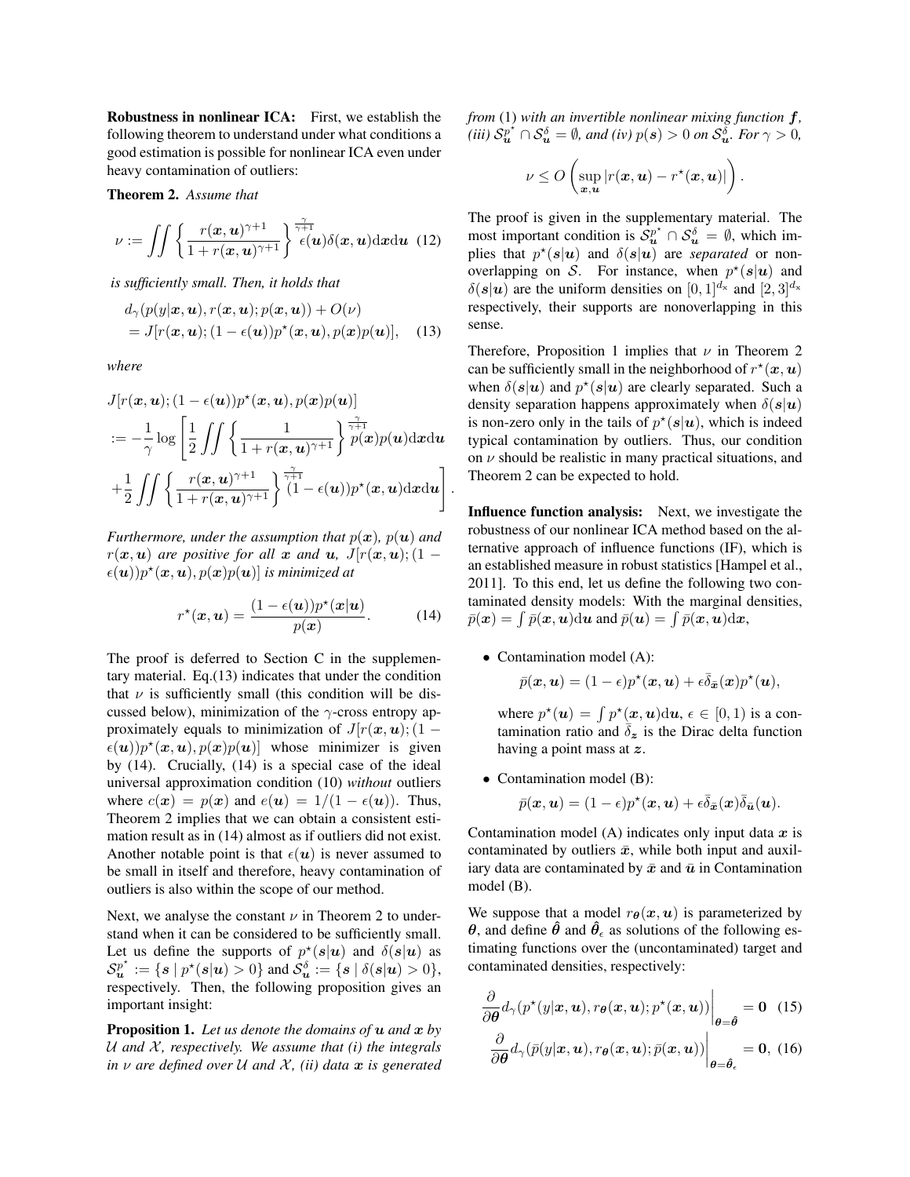**Robustness in nonlinear ICA:** First, we establish the following theorem to understand under what conditions a good estimation is possible for nonlinear ICA even under heavy contamination of outliers:

**Theorem 2.** *Assume that*

$$\nu := \iint \left\{ \frac{r(\boldsymbol{x}, \boldsymbol{u})^{\gamma+1}}{1 + r(\boldsymbol{x}, \boldsymbol{u})^{\gamma+1}} \right\}^{\frac{\gamma}{\gamma+1}} \epsilon(\boldsymbol{u}) \delta(\boldsymbol{x}, \boldsymbol{u}) \mathrm{d}\boldsymbol{x} \mathrm{d}\boldsymbol{u} \quad (12)$$

*is sufficiently small. Then, it holds that*

$$\begin{aligned} &d_\gamma(p(y|\boldsymbol{x}, \boldsymbol{u}), r(\boldsymbol{x}, \boldsymbol{u}); p(\boldsymbol{x}, \boldsymbol{u})) + O(\nu) \\ &= J[r(\boldsymbol{x}, \boldsymbol{u}); (1 - \epsilon(\boldsymbol{u})) p^\star(\boldsymbol{x}, \boldsymbol{u}), p(\boldsymbol{x}) p(\boldsymbol{u})], \quad (13) \end{aligned}$$

*where*

$$\begin{aligned} &J[r(\boldsymbol{x}, \boldsymbol{u}); (1 - \epsilon(\boldsymbol{u})) p^\star(\boldsymbol{x}, \boldsymbol{u}), p(\boldsymbol{x}) p(\boldsymbol{u})] \\ &:= -\frac{1}{\gamma} \log \Bigg[ \frac{1}{2} \iint \left\{ \frac{1}{1 + r(\boldsymbol{x}, \boldsymbol{u})^{\gamma+1}} \right\}^{\frac{\gamma}{\gamma+1}} p(\boldsymbol{x}) p(\boldsymbol{u}) \mathrm{d}\boldsymbol{x} \mathrm{d}\boldsymbol{u} \\ &+ \frac{1}{2} \iint \left\{ \frac{r(\boldsymbol{x}, \boldsymbol{u})^{\gamma+1}}{1 + r(\boldsymbol{x}, \boldsymbol{u})^{\gamma+1}} \right\}^{\frac{\gamma}{\gamma+1}} (1 - \epsilon(\boldsymbol{u})) p^\star(\boldsymbol{x}, \boldsymbol{u}) \mathrm{d}\boldsymbol{x} \mathrm{d}\boldsymbol{u} \Bigg]. \end{aligned}$$

*Furthermore, under the assumption that $p(\boldsymbol{x})$, $p(\boldsymbol{u})$ and $r(\boldsymbol{x}, \boldsymbol{u})$ are positive for all $\boldsymbol{x}$ and $\boldsymbol{u}$, $J[r(\boldsymbol{x}, \boldsymbol{u}); (1 - \epsilon(\boldsymbol{u})) p^\star(\boldsymbol{x}, \boldsymbol{u}), p(\boldsymbol{x}) p(\boldsymbol{u})]$ is minimized at*

$$r^\star(\boldsymbol{x}, \boldsymbol{u}) = \frac{(1 - \epsilon(\boldsymbol{u})) p^\star(\boldsymbol{x}|\boldsymbol{u})}{p(\boldsymbol{x})}. \quad (14)$$

The proof is deferred to Section C in the supplementary material. Eq.(13) indicates that under the condition that $\nu$ is sufficiently small (this condition will be discussed below), minimization of the $\gamma$-cross entropy approximately equals to minimization of $J[r(\boldsymbol{x}, \boldsymbol{u}); (1 - \epsilon(\boldsymbol{u})) p^\star(\boldsymbol{x}, \boldsymbol{u}), p(\boldsymbol{x}) p(\boldsymbol{u})]$ whose minimizer is given by (14). Crucially, (14) is a special case of the ideal universal approximation condition (10) *without* outliers where $c(\boldsymbol{x}) = p(\boldsymbol{x})$ and $e(\boldsymbol{u}) = 1/(1 - \epsilon(\boldsymbol{u}))$. Thus, Theorem 2 implies that we can obtain a consistent estimation result as in (14) almost as if outliers did not exist. Another notable point is that $\epsilon(\boldsymbol{u})$ is never assumed to be small in itself and therefore, heavy contamination of outliers is also within the scope of our method.

Next, we analyse the constant $\nu$ in Theorem 2 to understand when it can be considered to be sufficiently small. Let us define the supports of $p^\star(\boldsymbol{s}|\boldsymbol{u})$ and $\delta(\boldsymbol{s}|\boldsymbol{u})$ as $\mathcal{S}_{\boldsymbol{u}}^{p^\star} := \{\boldsymbol{s} \mid p^\star(\boldsymbol{s}|\boldsymbol{u}) > 0\}$ and $\mathcal{S}_{\boldsymbol{u}}^{\delta} := \{\boldsymbol{s} \mid \delta(\boldsymbol{s}|\boldsymbol{u}) > 0\}$, respectively. Then, the following proposition gives an important insight:

**Proposition 1.** *Let us denote the domains of $\boldsymbol{u}$ and $\boldsymbol{x}$ by $\mathcal{U}$ and $\mathcal{X}$, respectively. We assume that (i) the integrals in $\nu$ are defined over $\mathcal{U}$ and $\mathcal{X}$, (ii) data $\boldsymbol{x}$ is generated from* (1) *with an invertible nonlinear mixing function $\boldsymbol{f}$, (iii) $\mathcal{S}_{\boldsymbol{u}}^{p^\star} \cap \mathcal{S}_{\boldsymbol{u}}^{\delta} = \emptyset$, and (iv) $p(\boldsymbol{s}) > 0$ on $\mathcal{S}_{\boldsymbol{u}}^{\delta}$. For $\gamma > 0$,*

$$\nu \leq O\left( \sup_{\boldsymbol{x}, \boldsymbol{u}} |r(\boldsymbol{x}, \boldsymbol{u}) - r^\star(\boldsymbol{x}, \boldsymbol{u})| \right).$$

The proof is given in the supplementary material. The most important condition is $\mathcal{S}_{\boldsymbol{u}}^{p^\star} \cap \mathcal{S}_{\boldsymbol{u}}^{\delta} = \emptyset$, which implies that $p^\star(\boldsymbol{s}|\boldsymbol{u})$ and $\delta(\boldsymbol{s}|\boldsymbol{u})$ are *separated* or nonoverlapping on $\mathcal{S}$. For instance, when $p^\star(\boldsymbol{s}|\boldsymbol{u})$ and $\delta(\boldsymbol{s}|\boldsymbol{u})$ are the uniform densities on $[0, 1]^{d_x}$ and $[2, 3]^{d_x}$ respectively, their supports are nonoverlapping in this sense.

Therefore, Proposition 1 implies that $\nu$ in Theorem 2 can be sufficiently small in the neighborhood of $r^\star(\boldsymbol{x}, \boldsymbol{u})$ when $\delta(\boldsymbol{s}|\boldsymbol{u})$ and $p^\star(\boldsymbol{s}|\boldsymbol{u})$ are clearly separated. Such a density separation happens approximately when $\delta(\boldsymbol{s}|\boldsymbol{u})$ is non-zero only in the tails of $p^\star(\boldsymbol{s}|\boldsymbol{u})$, which is indeed typical contamination by outliers. Thus, our condition on $\nu$ should be realistic in many practical situations, and Theorem 2 can be expected to hold.

**Influence function analysis:** Next, we investigate the robustness of our nonlinear ICA method based on the alternative approach of influence functions (IF), which is an established measure in robust statistics [Hampel et al., 2011]. To this end, let us define the following two contaminated density models: With the marginal densities, $\bar{p}(\boldsymbol{x}) = \int \bar{p}(\boldsymbol{x}, \boldsymbol{u}) \mathrm{d}\boldsymbol{u}$ and $\bar{p}(\boldsymbol{u}) = \int \bar{p}(\boldsymbol{x}, \boldsymbol{u}) \mathrm{d}\boldsymbol{x}$,

- Contamination model (A):

  $$\bar{p}(\boldsymbol{x}, \boldsymbol{u}) = (1 - \epsilon) p^\star(\boldsymbol{x}, \boldsymbol{u}) + \epsilon \bar{\delta}_{\bar{\boldsymbol{x}}}(\boldsymbol{x}) p^\star(\boldsymbol{u}),$$

  where $p^\star(\boldsymbol{u}) = \int p^\star(\boldsymbol{x}, \boldsymbol{u}) \mathrm{d}\boldsymbol{u}$, $\epsilon \in [0, 1)$ is a contamination ratio and $\bar{\delta}_{\boldsymbol{z}}$ is the Dirac delta function having a point mass at $\boldsymbol{z}$.

- Contamination model (B):

  $$\bar{p}(\boldsymbol{x}, \boldsymbol{u}) = (1 - \epsilon) p^\star(\boldsymbol{x}, \boldsymbol{u}) + \epsilon \bar{\delta}_{\bar{\boldsymbol{x}}}(\boldsymbol{x}) \bar{\delta}_{\bar{\boldsymbol{u}}}(\boldsymbol{u}).$$

Contamination model (A) indicates only input data $\boldsymbol{x}$ is contaminated by outliers $\bar{\boldsymbol{x}}$, while both input and auxiliary data are contaminated by $\bar{\boldsymbol{x}}$ and $\bar{\boldsymbol{u}}$ in Contamination model (B).

We suppose that a model $r_{\boldsymbol{\theta}}(\boldsymbol{x}, \boldsymbol{u})$ is parameterized by $\boldsymbol{\theta}$, and define $\hat{\boldsymbol{\theta}}$ and $\hat{\boldsymbol{\theta}}_\epsilon$ as solutions of the following estimating functions over the (uncontaminated) target and contaminated densities, respectively:

$$\left. \frac{\partial}{\partial \boldsymbol{\theta}} d_\gamma(p^\star(y|\boldsymbol{x}, \boldsymbol{u}), r_{\boldsymbol{\theta}}(\boldsymbol{x}, \boldsymbol{u}); p^\star(\boldsymbol{x}, \boldsymbol{u})) \right|_{\boldsymbol{\theta} = \hat{\boldsymbol{\theta}}} = \boldsymbol{0} \quad (15)$$

$$\left. \frac{\partial}{\partial \boldsymbol{\theta}} d_\gamma(\bar{p}(y|\boldsymbol{x}, \boldsymbol{u}), r_{\boldsymbol{\theta}}(\boldsymbol{x}, \boldsymbol{u}); \bar{p}(\boldsymbol{x}, \boldsymbol{u})) \right|_{\boldsymbol{\theta} = \hat{\boldsymbol{\theta}}_\epsilon} = \boldsymbol{0}, \quad (16)$$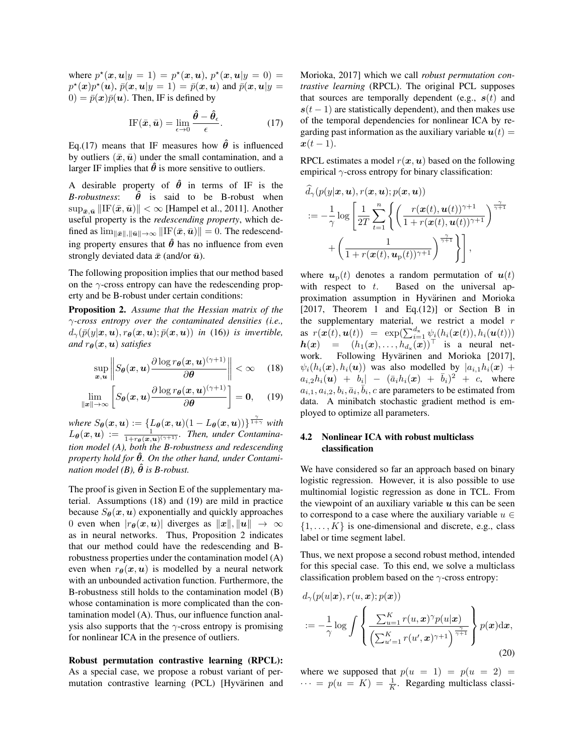where $p^\star(\boldsymbol{x},\boldsymbol{u}|y=1)=p^\star(\boldsymbol{x},\boldsymbol{u})$, $p^\star(\boldsymbol{x},\boldsymbol{u}|y=0)=p^\star(\boldsymbol{x})p^\star(\boldsymbol{u})$, $\bar{p}(\boldsymbol{x},\boldsymbol{u}|y=1)=\bar{p}(\boldsymbol{x},\boldsymbol{u})$ and $\bar{p}(\boldsymbol{x},\boldsymbol{u}|y=0)=\bar{p}(\boldsymbol{x})\bar{p}(\boldsymbol{u})$. Then, IF is defined by

$$\mathrm{IF}(\bar{\boldsymbol{x}},\bar{\boldsymbol{u}})=\lim_{\epsilon\to 0}\frac{\hat{\boldsymbol{\theta}}-\hat{\boldsymbol{\theta}}_\epsilon}{\epsilon}. \tag{17}$$

Eq.(17) means that IF measures how $\hat{\boldsymbol{\theta}}$ is influenced by outliers $(\bar{\boldsymbol{x}},\bar{\boldsymbol{u}})$ under the small contamination, and a larger IF implies that $\hat{\boldsymbol{\theta}}$ is more sensitive to outliers.

A desirable property of $\hat{\boldsymbol{\theta}}$ in terms of IF is the *B-robustness*: $\hat{\boldsymbol{\theta}}$ is said to be B-robust when $\sup_{\bar{\boldsymbol{x}},\bar{\boldsymbol{u}}}\|\mathrm{IF}(\bar{\boldsymbol{x}},\bar{\boldsymbol{u}})\|<\infty$ [Hampel et al., 2011]. Another useful property is the *redescending property*, which defined as $\lim_{\|\bar{\boldsymbol{x}}\|,\|\bar{\boldsymbol{u}}\|\to\infty}\|\mathrm{IF}(\bar{\boldsymbol{x}},\bar{\boldsymbol{u}})\|=0$. The redescending property ensures that $\hat{\boldsymbol{\theta}}$ has no influence from even strongly deviated data $\bar{\boldsymbol{x}}$ (and/or $\bar{\boldsymbol{u}}$).

The following proposition implies that our method based on the $\gamma$-cross entropy can have the redescending property and be B-robust under certain conditions:

**Proposition 2.** *Assume that the Hessian matrix of the $\gamma$-cross entropy over the contaminated densities (i.e., $d_\gamma(\bar{p}(y|\boldsymbol{x},\boldsymbol{u}),r_{\boldsymbol{\theta}}(\boldsymbol{x},\boldsymbol{u});\bar{p}(\boldsymbol{x},\boldsymbol{u}))$ in (16)) is invertible, and $r_{\boldsymbol{\theta}}(\boldsymbol{x},\boldsymbol{u})$ satisfies*

$$\sup_{\boldsymbol{x},\boldsymbol{u}}\left\|S_{\boldsymbol{\theta}}(\boldsymbol{x},\boldsymbol{u})\frac{\partial\log r_{\boldsymbol{\theta}}(\boldsymbol{x},\boldsymbol{u})^{(\gamma+1)}}{\partial\boldsymbol{\theta}}\right\|<\infty \tag{18}$$

$$\lim_{\|\boldsymbol{x}\|\to\infty}\left[S_{\boldsymbol{\theta}}(\boldsymbol{x},\boldsymbol{u})\frac{\partial\log r_{\boldsymbol{\theta}}(\boldsymbol{x},\boldsymbol{u})^{(\gamma+1)}}{\partial\boldsymbol{\theta}}\right]=\boldsymbol{0}, \tag{19}$$

*where $S_{\boldsymbol{\theta}}(\boldsymbol{x},\boldsymbol{u}):=\{L_{\boldsymbol{\theta}}(\boldsymbol{x},\boldsymbol{u})(1-L_{\boldsymbol{\theta}}(\boldsymbol{x},\boldsymbol{u}))\}^{\frac{\gamma}{1+\gamma}}$ with $L_{\boldsymbol{\theta}}(\boldsymbol{x},\boldsymbol{u}):=\frac{1}{1+r_{\boldsymbol{\theta}}(\boldsymbol{x},\boldsymbol{u})^{(\gamma+1)}}$. Then, under Contamination model (A), both the B-robustness and redescending property hold for $\hat{\boldsymbol{\theta}}$. On the other hand, under Contamination model (B), $\hat{\boldsymbol{\theta}}$ is B-robust.*

The proof is given in Section E of the supplementary material. Assumptions (18) and (19) are mild in practice because $S_{\boldsymbol{\theta}}(\boldsymbol{x},\boldsymbol{u})$ exponentially and quickly approaches 0 even when $|r_{\boldsymbol{\theta}}(\boldsymbol{x},\boldsymbol{u})|$ diverges as $\|\boldsymbol{x}\|,\|\boldsymbol{u}\|\to\infty$ as in neural networks. Thus, Proposition 2 indicates that our method could have the redescending and B-robustness properties under the contamination model (A) even when $r_{\boldsymbol{\theta}}(\boldsymbol{x},\boldsymbol{u})$ is modelled by a neural network with an unbounded activation function. Furthermore, the B-robustness still holds to the contamination model (B) whose contamination is more complicated than the contamination model (A). Thus, our influence function analysis also supports that the $\gamma$-cross entropy is promising for nonlinear ICA in the presence of outliers.

**Robust permutation contrastive learning (RPCL):** As a special case, we propose a robust variant of permutation contrastive learning (PCL) [Hyvärinen and Morioka, 2017] which we call *robust permutation contrastive learning* (RPCL). The original PCL supposes that sources are temporally dependent (e.g., $\boldsymbol{s}(t)$ and $\boldsymbol{s}(t-1)$ are statistically dependent), and then makes use of the temporal dependencies for nonlinear ICA by regarding past information as the auxiliary variable $\boldsymbol{u}(t)=\boldsymbol{x}(t-1)$.

RPCL estimates a model $r(\boldsymbol{x},\boldsymbol{u})$ based on the following empirical $\gamma$-cross entropy for binary classification:

$$\begin{aligned}
&\widehat{d}_\gamma(p(y|\boldsymbol{x},\boldsymbol{u}),r(\boldsymbol{x},\boldsymbol{u});p(\boldsymbol{x},\boldsymbol{u}))\\
&:=-\frac{1}{\gamma}\log\left[\frac{1}{2T}\sum_{t=1}^{n}\left\{\left(\frac{r(\boldsymbol{x}(t),\boldsymbol{u}(t))^{\gamma+1}}{1+r(\boldsymbol{x}(t),\boldsymbol{u}(t))^{\gamma+1}}\right)^{\frac{\gamma}{\gamma+1}}\right.\right.\\
&\qquad\left.\left.+\left(\frac{1}{1+r(\boldsymbol{x}(t),\boldsymbol{u}_{\mathrm{p}}(t))^{\gamma+1}}\right)^{\frac{\gamma}{\gamma+1}}\right\}\right],
\end{aligned}$$

where $\boldsymbol{u}_{\mathrm{p}}(t)$ denotes a random permutation of $\boldsymbol{u}(t)$ with respect to $t$. Based on the universal approximation assumption in Hyvärinen and Morioka [2017, Theorem 1 and Eq.(12)] or Section B in the supplementary material, we restrict a model $r$ as $r(\boldsymbol{x}(t),\boldsymbol{u}(t))=\exp(\sum_{i=1}^{d_{\mathrm{x}}}\psi_i(h_i(\boldsymbol{x}(t)),h_i(\boldsymbol{u}(t)))$ $\boldsymbol{h}(\boldsymbol{x})=(h_1(\boldsymbol{x}),\dots,h_{d_{\mathrm{x}}}(\boldsymbol{x}))^\top$ is a neural network. Following Hyvärinen and Morioka [2017], $\psi_i(h_i(\boldsymbol{x}),h_i(\boldsymbol{u}))$ was also modelled by $|a_{i,1}h_i(\boldsymbol{x})+a_{i,2}h_i(\boldsymbol{u})+b_i|-(\bar{a}_ih_i(\boldsymbol{x})+\bar{b}_i)^2+c$, where $a_{i,1},a_{i,2},b_i,\bar{a}_i,\bar{b}_i,c$ are parameters to be estimated from data. A minibatch stochastic gradient method is employed to optimize all parameters.

### 4.2 Nonlinear ICA with robust multiclass classification

We have considered so far an approach based on binary logistic regression. However, it is also possible to use multinomial logistic regression as done in TCL. From the viewpoint of an auxiliary variable $\boldsymbol{u}$ this can be seen to correspond to a case where the auxiliary variable $u\in\{1,\dots,K\}$ is one-dimensional and discrete, e.g., class label or time segment label.

Thus, we next propose a second robust method, intended for this special case. To this end, we solve a multiclass classification problem based on the $\gamma$-cross entropy:

$$\begin{aligned}
&d_\gamma(p(u|\boldsymbol{x}),r(u,\boldsymbol{x});p(\boldsymbol{x}))\\
&:=-\frac{1}{\gamma}\log\int\left\{\frac{\sum_{u=1}^{K}r(u,\boldsymbol{x})^\gamma p(u|\boldsymbol{x})}{\left(\sum_{u'=1}^{K}r(u',\boldsymbol{x})^{\gamma+1}\right)^{\frac{\gamma}{\gamma+1}}}\right\}p(\boldsymbol{x})\mathrm{d}\boldsymbol{x},
\end{aligned} \tag{20}$$

where we supposed that $p(u=1)=p(u=2)=\cdots=p(u=K)=\frac{1}{K}$. Regarding multiclass classi-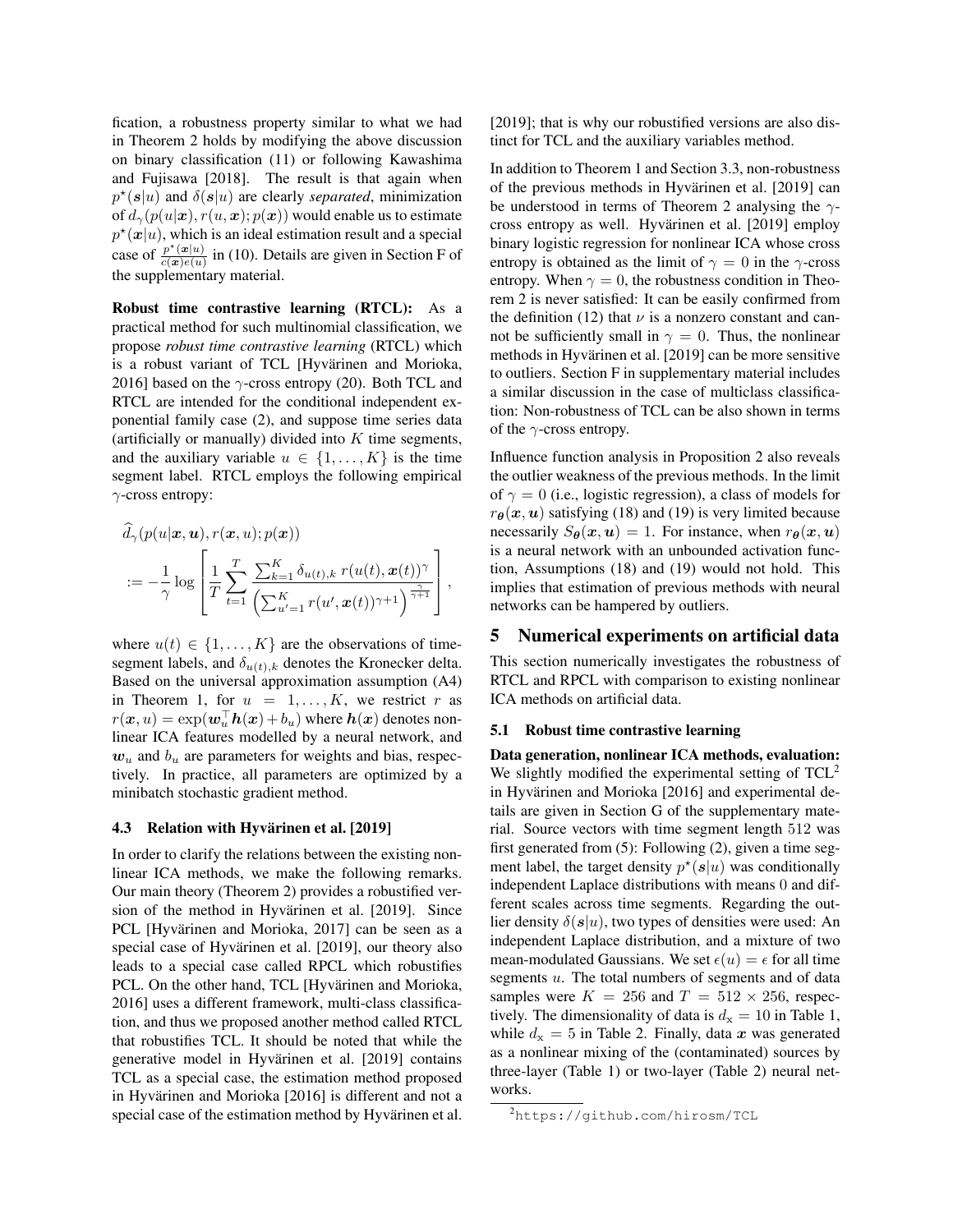fication, a robustness property similar to what we had in Theorem 2 holds by modifying the above discussion on binary classification (11) or following Kawashima and Fujisawa [2018]. The result is that again when $p^\star(\boldsymbol{s}|u)$ and $\delta(\boldsymbol{s}|u)$ are clearly *separated*, minimization of $d_\gamma(p(u|\boldsymbol{x}), r(u,\boldsymbol{x}); p(\boldsymbol{x}))$ would enable us to estimate $p^\star(\boldsymbol{x}|u)$, which is an ideal estimation result and a special case of $\frac{p^\star(\boldsymbol{x}|u)}{c(\boldsymbol{x})e(u)}$ in (10). Details are given in Section F of the supplementary material.

**Robust time contrastive learning (RTCL):** As a practical method for such multinomial classification, we propose *robust time contrastive learning* (RTCL) which is a robust variant of TCL [Hyvärinen and Morioka, 2016] based on the $\gamma$-cross entropy (20). Both TCL and RTCL are intended for the conditional independent exponential family case (2), and suppose time series data (artificially or manually) divided into $K$ time segments, and the auxiliary variable $u \in \{1,\ldots,K\}$ is the time segment label. RTCL employs the following empirical $\gamma$-cross entropy:

$$
\begin{aligned}
&\widehat{d}_\gamma(p(u|\boldsymbol{x},\boldsymbol{u}), r(\boldsymbol{x},u); p(\boldsymbol{x})) \\
&:= -\frac{1}{\gamma}\log\left[\frac{1}{T}\sum_{t=1}^{T}\frac{\sum_{k=1}^{K}\delta_{u(t),k}\, r(u(t),\boldsymbol{x}(t))^\gamma}{\left(\sum_{u'=1}^{K} r(u',\boldsymbol{x}(t))^{\gamma+1}\right)^{\frac{\gamma}{\gamma+1}}}\right],
\end{aligned}
$$

where $u(t) \in \{1,\ldots,K\}$ are the observations of time-segment labels, and $\delta_{u(t),k}$ denotes the Kronecker delta. Based on the universal approximation assumption (A4) in Theorem 1, for $u = 1,\ldots,K$, we restrict $r$ as $r(\boldsymbol{x},u) = \exp(\boldsymbol{w}_u^\top \boldsymbol{h}(\boldsymbol{x}) + b_u)$ where $\boldsymbol{h}(\boldsymbol{x})$ denotes nonlinear ICA features modelled by a neural network, and $\boldsymbol{w}_u$ and $b_u$ are parameters for weights and bias, respectively. In practice, all parameters are optimized by a minibatch stochastic gradient method.

### 4.3 Relation with Hyvärinen et al. [2019]

In order to clarify the relations between the existing nonlinear ICA methods, we make the following remarks. Our main theory (Theorem 2) provides a robustified version of the method in Hyvärinen et al. [2019]. Since PCL [Hyvärinen and Morioka, 2017] can be seen as a special case of Hyvärinen et al. [2019], our theory also leads to a special case called RPCL which robustifies PCL. On the other hand, TCL [Hyvärinen and Morioka, 2016] uses a different framework, multi-class classification, and thus we proposed another method called RTCL that robustifies TCL. It should be noted that while the generative model in Hyvärinen et al. [2019] contains TCL as a special case, the estimation method proposed in Hyvärinen and Morioka [2016] is different and not a special case of the estimation method by Hyvärinen et al. [2019]; that is why our robustified versions are also distinct for TCL and the auxiliary variables method.

In addition to Theorem 1 and Section 3.3, non-robustness of the previous methods in Hyvärinen et al. [2019] can be understood in terms of Theorem 2 analysing the $\gamma$-cross entropy as well. Hyvärinen et al. [2019] employ binary logistic regression for nonlinear ICA whose cross entropy is obtained as the limit of $\gamma = 0$ in the $\gamma$-cross entropy. When $\gamma = 0$, the robustness condition in Theorem 2 is never satisfied: It can be easily confirmed from the definition (12) that $\nu$ is a nonzero constant and cannot be sufficiently small in $\gamma = 0$. Thus, the nonlinear methods in Hyvärinen et al. [2019] can be more sensitive to outliers. Section F in supplementary material includes a similar discussion in the case of multiclass classification: Non-robustness of TCL can be also shown in terms of the $\gamma$-cross entropy.

Influence function analysis in Proposition 2 also reveals the outlier weakness of the previous methods. In the limit of $\gamma = 0$ (i.e., logistic regression), a class of models for $r_{\boldsymbol{\theta}}(\boldsymbol{x},\boldsymbol{u})$ satisfying (18) and (19) is very limited because necessarily $S_{\boldsymbol{\theta}}(\boldsymbol{x},\boldsymbol{u}) = 1$. For instance, when $r_{\boldsymbol{\theta}}(\boldsymbol{x},\boldsymbol{u})$ is a neural network with an unbounded activation function, Assumptions (18) and (19) would not hold. This implies that estimation of previous methods with neural networks can be hampered by outliers.

## 5 Numerical experiments on artificial data

This section numerically investigates the robustness of RTCL and RPCL with comparison to existing nonlinear ICA methods on artificial data.

### 5.1 Robust time contrastive learning

**Data generation, nonlinear ICA methods, evaluation:** We slightly modified the experimental setting of TCL[2] in Hyvärinen and Morioka [2016] and experimental details are given in Section G of the supplementary material. Source vectors with time segment length 512 was first generated from (5): Following (2), given a time segment label, the target density $p^\star(\boldsymbol{s}|u)$ was conditionally independent Laplace distributions with means 0 and different scales across time segments. Regarding the outlier density $\delta(\boldsymbol{s}|u)$, two types of densities were used: An independent Laplace distribution, and a mixture of two mean-modulated Gaussians. We set $\epsilon(u) = \epsilon$ for all time segments $u$. The total numbers of segments and of data samples were $K = 256$ and $T = 512 \times 256$, respectively. The dimensionality of data is $d_{\mathrm{x}} = 10$ in Table 1, while $d_{\mathrm{x}} = 5$ in Table 2. Finally, data $\boldsymbol{x}$ was generated as a nonlinear mixing of the (contaminated) sources by three-layer (Table 1) or two-layer (Table 2) neural networks.

[2] https://github.com/hirosm/TCL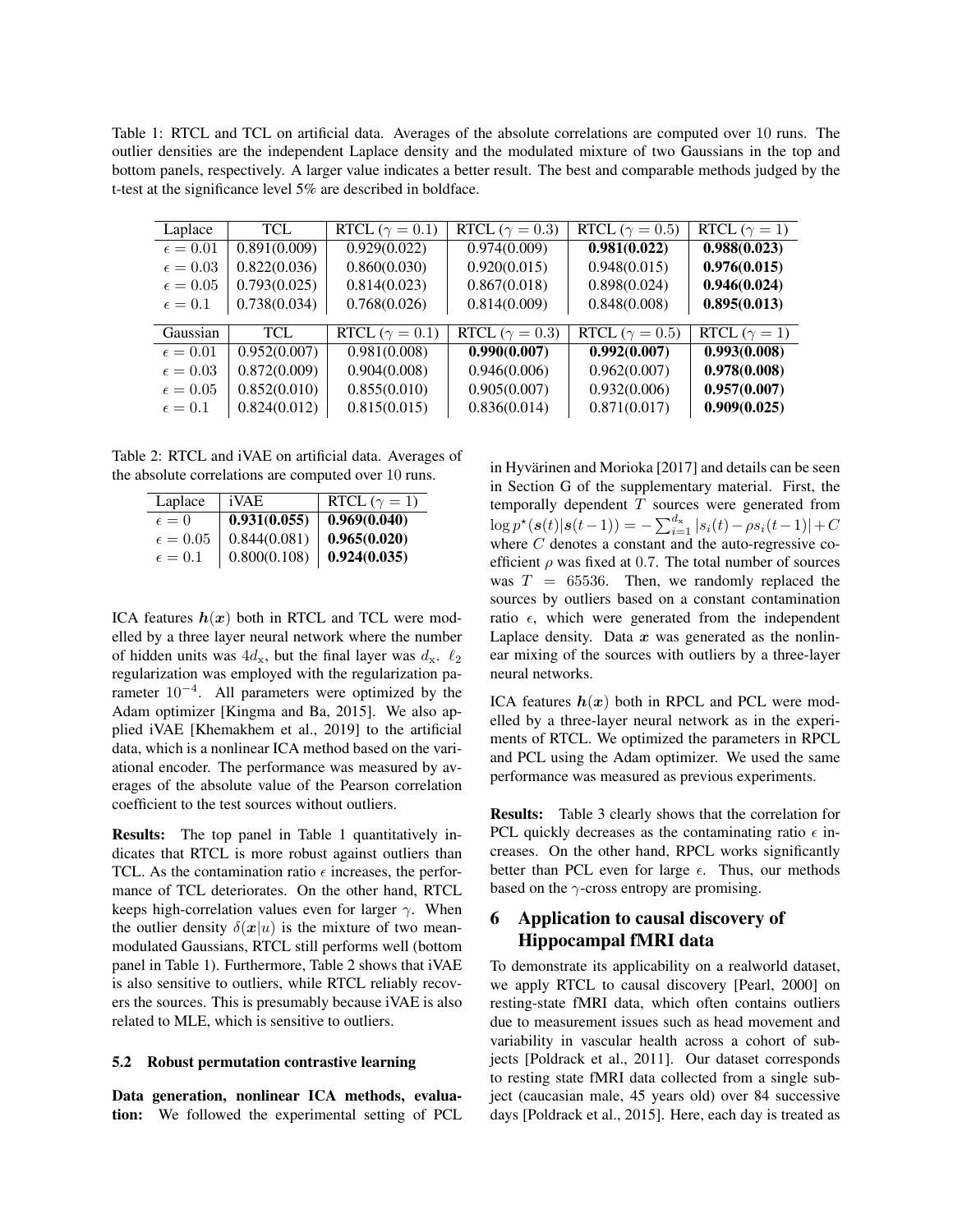Table 1: RTCL and TCL on artificial data. Averages of the absolute correlations are computed over 10 runs. The outlier densities are the independent Laplace density and the modulated mixture of two Gaussians in the top and bottom panels, respectively. A larger value indicates a better result. The best and comparable methods judged by the t-test at the significance level 5% are described in boldface.

| Laplace | TCL | RTCL ($\gamma = 0.1$) | RTCL ($\gamma = 0.3$) | RTCL ($\gamma = 0.5$) | RTCL ($\gamma = 1$) |
|---|---|---|---|---|---|
| $\epsilon = 0.01$ | 0.891(0.009) | 0.929(0.022) | 0.974(0.009) | **0.981(0.022)** | **0.988(0.023)** |
| $\epsilon = 0.03$ | 0.822(0.036) | 0.860(0.030) | 0.920(0.015) | 0.948(0.015) | **0.976(0.015)** |
| $\epsilon = 0.05$ | 0.793(0.025) | 0.814(0.023) | 0.867(0.018) | 0.898(0.024) | **0.946(0.024)** |
| $\epsilon = 0.1$ | 0.738(0.034) | 0.768(0.026) | 0.814(0.009) | 0.848(0.008) | **0.895(0.013)** |
| **Gaussian** | **TCL** | **RTCL ($\gamma = 0.1$)** | **RTCL ($\gamma = 0.3$)** | **RTCL ($\gamma = 0.5$)** | **RTCL ($\gamma = 1$)** |
| $\epsilon = 0.01$ | 0.952(0.007) | 0.981(0.008) | **0.990(0.007)** | **0.992(0.007)** | **0.993(0.008)** |
| $\epsilon = 0.03$ | 0.872(0.009) | 0.904(0.008) | 0.946(0.006) | 0.962(0.007) | **0.978(0.008)** |
| $\epsilon = 0.05$ | 0.852(0.010) | 0.855(0.010) | 0.905(0.007) | 0.932(0.006) | **0.957(0.007)** |
| $\epsilon = 0.1$ | 0.824(0.012) | 0.815(0.015) | 0.836(0.014) | 0.871(0.017) | **0.909(0.025)** |

Table 2: RTCL and iVAE on artificial data. Averages of the absolute correlations are computed over 10 runs.

| Laplace | iVAE | RTCL ($\gamma = 1$) |
|---|---|---|
| $\epsilon = 0$ | **0.931(0.055)** | **0.969(0.040)** |
| $\epsilon = 0.05$ | 0.844(0.081) | **0.965(0.020)** |
| $\epsilon = 0.1$ | 0.800(0.108) | **0.924(0.035)** |

ICA features $\boldsymbol{h}(\boldsymbol{x})$ both in RTCL and TCL were modelled by a three layer neural network where the number of hidden units was $4d_{\mathrm{x}}$, but the final layer was $d_{\mathrm{x}}$. $\ell_2$ regularization was employed with the regularization parameter $10^{-4}$. All parameters were optimized by the Adam optimizer [Kingma and Ba, 2015]. We also applied iVAE [Khemakhem et al., 2019] to the artificial data, which is a nonlinear ICA method based on the variational encoder. The performance was measured by averages of the absolute value of the Pearson correlation coefficient to the test sources without outliers.

**Results:** The top panel in Table 1 quantitatively indicates that RTCL is more robust against outliers than TCL. As the contamination ratio $\epsilon$ increases, the performance of TCL deteriorates. On the other hand, RTCL keeps high-correlation values even for larger $\gamma$. When the outlier density $\delta(\boldsymbol{x}|u)$ is the mixture of two mean-modulated Gaussians, RTCL still performs well (bottom panel in Table 1). Furthermore, Table 2 shows that iVAE is also sensitive to outliers, while RTCL reliably recovers the sources. This is presumably because iVAE is also related to MLE, which is sensitive to outliers.

### 5.2 Robust permutation contrastive learning

**Data generation, nonlinear ICA methods, evaluation:** We followed the experimental setting of PCL in Hyvärinen and Morioka [2017] and details can be seen in Section G of the supplementary material. First, the temporally dependent $T$ sources were generated from $\log p^{\star}(\boldsymbol{s}(t)|\boldsymbol{s}(t-1)) = -\sum_{i=1}^{d_{\mathrm{x}}} |s_i(t) - \rho s_i(t-1)| + C$ where $C$ denotes a constant and the auto-regressive coefficient $\rho$ was fixed at 0.7. The total number of sources was $T = 65536$. Then, we randomly replaced the sources by outliers based on a constant contamination ratio $\epsilon$, which were generated from the independent Laplace density. Data $\boldsymbol{x}$ was generated as the nonlinear mixing of the sources with outliers by a three-layer neural networks.

ICA features $\boldsymbol{h}(\boldsymbol{x})$ both in RPCL and PCL were modelled by a three-layer neural network as in the experiments of RTCL. We optimized the parameters in RPCL and PCL using the Adam optimizer. We used the same performance was measured as previous experiments.

**Results:** Table 3 clearly shows that the correlation for PCL quickly decreases as the contaminating ratio $\epsilon$ increases. On the other hand, RPCL works significantly better than PCL even for large $\epsilon$. Thus, our methods based on the $\gamma$-cross entropy are promising.

## 6 Application to causal discovery of Hippocampal fMRI data

To demonstrate its applicability on a realworld dataset, we apply RTCL to causal discovery [Pearl, 2000] on resting-state fMRI data, which often contains outliers due to measurement issues such as head movement and variability in vascular health across a cohort of subjects [Poldrack et al., 2011]. Our dataset corresponds to resting state fMRI data collected from a single subject (caucasian male, 45 years old) over 84 successive days [Poldrack et al., 2015]. Here, each day is treated as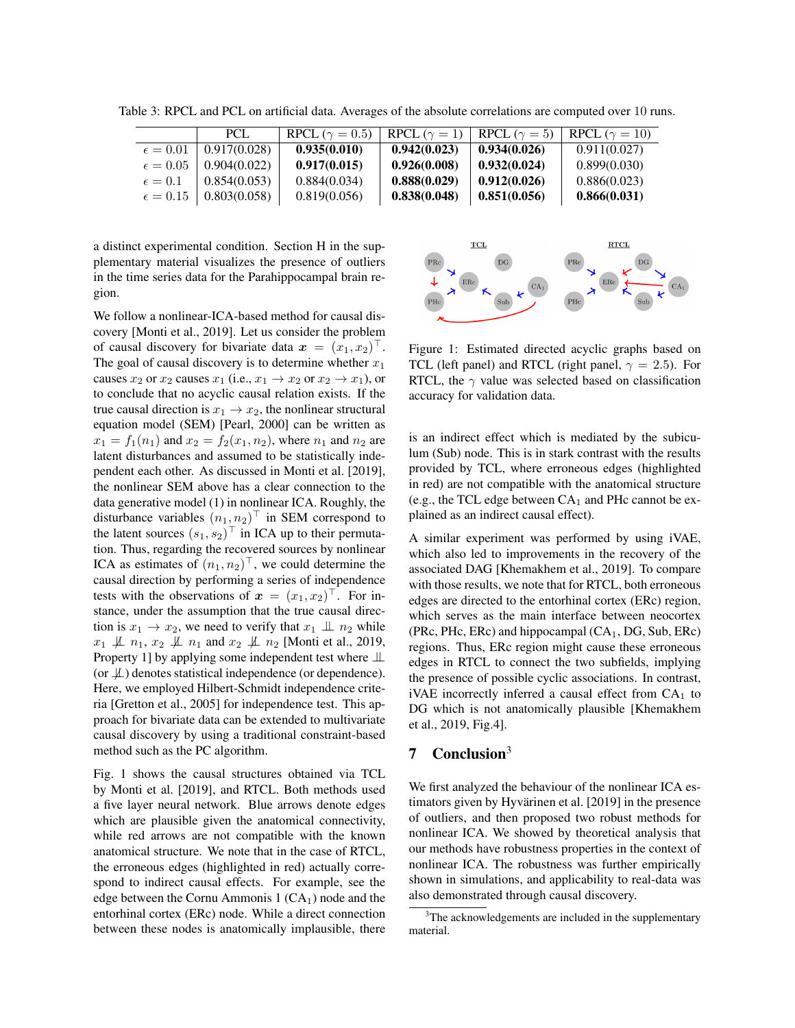Table 3: RPCL and PCL on artificial data. Averages of the absolute correlations are computed over 10 runs.

| | PCL | RPCL ($\gamma = 0.5$) | RPCL ($\gamma = 1$) | RPCL ($\gamma = 5$) | RPCL ($\gamma = 10$) |
|---|---|---|---|---|---|
| $\epsilon = 0.01$ | 0.917(0.028) | **0.935(0.010)** | **0.942(0.023)** | **0.934(0.026)** | 0.911(0.027) |
| $\epsilon = 0.05$ | 0.904(0.022) | **0.917(0.015)** | **0.926(0.008)** | **0.932(0.024)** | 0.899(0.030) |
| $\epsilon = 0.1$ | 0.854(0.053) | 0.884(0.034) | **0.888(0.029)** | **0.912(0.026)** | 0.886(0.023) |
| $\epsilon = 0.15$ | 0.803(0.058) | 0.819(0.056) | **0.838(0.048)** | **0.851(0.056)** | **0.866(0.031)** |

a distinct experimental condition. Section H in the supplementary material visualizes the presence of outliers in the time series data for the Parahippocampal brain region.

We follow a nonlinear-ICA-based method for causal discovery [Monti et al., 2019]. Let us consider the problem of causal discovery for bivariate data $\boldsymbol{x} = (x_1, x_2)^\top$. The goal of causal discovery is to determine whether $x_1$ causes $x_2$ or $x_2$ causes $x_1$ (i.e., $x_1 \to x_2$ or $x_2 \to x_1$), or to conclude that no acyclic causal relation exists. If the true causal direction is $x_1 \to x_2$, the nonlinear structural equation model (SEM) [Pearl, 2000] can be written as $x_1 = f_1(n_1)$ and $x_2 = f_2(x_1, n_2)$, where $n_1$ and $n_2$ are latent disturbances and assumed to be statistically independent each other. As discussed in Monti et al. [2019], the nonlinear SEM above has a clear connection to the data generative model (1) in nonlinear ICA. Roughly, the disturbance variables $(n_1, n_2)^\top$ in SEM correspond to the latent sources $(s_1, s_2)^\top$ in ICA up to their permutation. Thus, regarding the recovered sources by nonlinear ICA as estimates of $(n_1, n_2)^\top$, we could determine the causal direction by performing a series of independence tests with the observations of $\boldsymbol{x} = (x_1, x_2)^\top$. For instance, under the assumption that the true causal direction is $x_1 \to x_2$, we need to verify that $x_1 \perp\!\!\!\perp n_2$ while $x_1 \not\perp\!\!\!\perp n_1$, $x_2 \not\perp\!\!\!\perp n_1$ and $x_2 \not\perp\!\!\!\perp n_2$ [Monti et al., 2019, Property 1] by applying some independent test where $\perp\!\!\!\perp$ (or $\not\perp\!\!\!\perp$) denotes statistical independence (or dependence). Here, we employed Hilbert-Schmidt independence criteria [Gretton et al., 2005] for independence test. This approach for bivariate data can be extended to multivariate causal discovery by using a traditional constraint-based method such as the PC algorithm.

Fig. 1 shows the causal structures obtained via TCL by Monti et al. [2019], and RTCL. Both methods used a five layer neural network. Blue arrows denote edges which are plausible given the anatomical connectivity, while red arrows are not compatible with the known anatomical structure. We note that in the case of RTCL, the erroneous edges (highlighted in red) actually correspond to indirect causal effects. For example, see the edge between the Cornu Ammonis 1 ($\text{CA}_1$) node and the entorhinal cortex (ERc) node. While a direct connection between these nodes is anatomically implausible, there is an indirect effect which is mediated by the subiculum (Sub) node. This is in stark contrast with the results provided by TCL, where erroneous edges (highlighted in red) are not compatible with the anatomical structure (e.g., the TCL edge between $\text{CA}_1$ and PHc cannot be explained as an indirect causal effect).

Figure 1: Estimated directed acyclic graphs based on TCL (left panel) and RTCL (right panel, $\gamma = 2.5$). For RTCL, the $\gamma$ value was selected based on classification accuracy for validation data.

A similar experiment was performed by using iVAE, which also led to improvements in the recovery of the associated DAG [Khemakhem et al., 2019]. To compare with those results, we note that for RTCL, both erroneous edges are directed to the entorhinal cortex (ERc) region, which serves as the main interface between neocortex (PRc, PHc, ERc) and hippocampal ($\text{CA}_1$, DG, Sub, ERc) regions. Thus, ERc region might cause these erroneous edges in RTCL to connect the two subfields, implying the presence of possible cyclic associations. In contrast, iVAE incorrectly inferred a causal effect from $\text{CA}_1$ to DG which is not anatomically plausible [Khemakhem et al., 2019, Fig.4].

## 7 Conclusion[3]

We first analyzed the behaviour of the nonlinear ICA estimators given by Hyvärinen et al. [2019] in the presence of outliers, and then proposed two robust methods for nonlinear ICA. We showed by theoretical analysis that our methods have robustness properties in the context of nonlinear ICA. The robustness was further empirically shown in simulations, and applicability to real-data was also demonstrated through causal discovery.

[3] The acknowledgements are included in the supplementary material.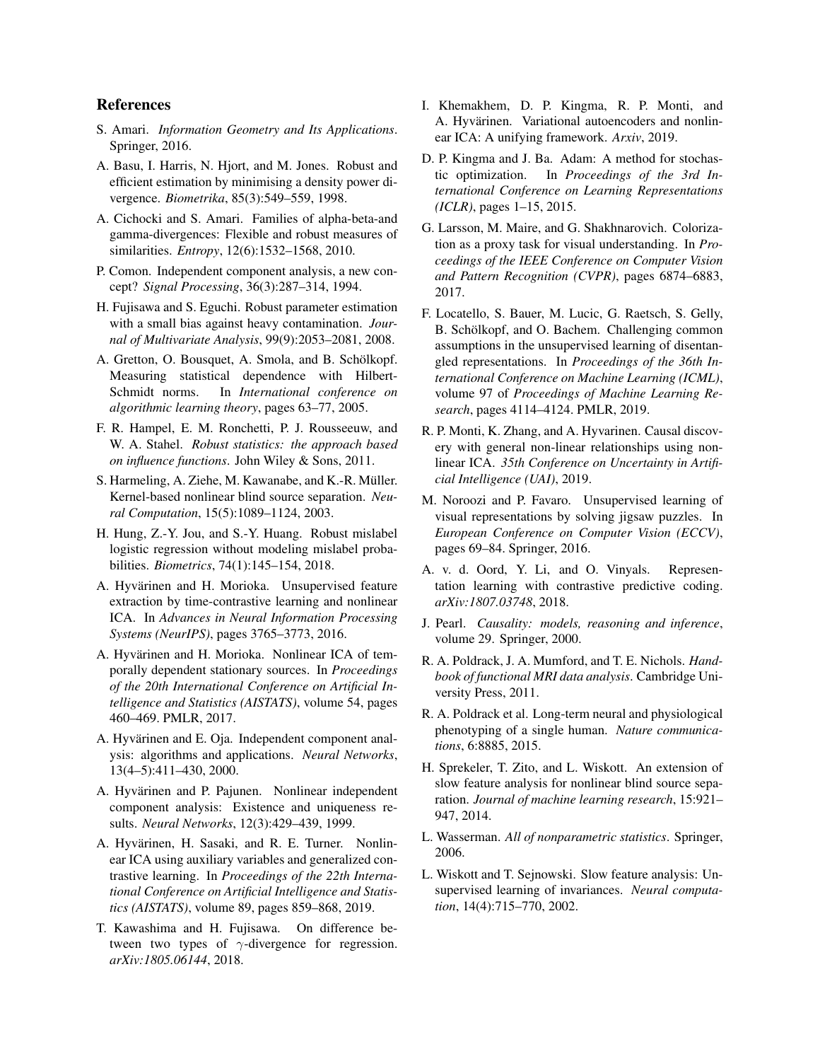## References

S. Amari. *Information Geometry and Its Applications*. Springer, 2016.

A. Basu, I. Harris, N. Hjort, and M. Jones. Robust and efficient estimation by minimising a density power divergence. *Biometrika*, 85(3):549–559, 1998.

A. Cichocki and S. Amari. Families of alpha-beta-and gamma-divergences: Flexible and robust measures of similarities. *Entropy*, 12(6):1532–1568, 2010.

P. Comon. Independent component analysis, a new concept? *Signal Processing*, 36(3):287–314, 1994.

H. Fujisawa and S. Eguchi. Robust parameter estimation with a small bias against heavy contamination. *Journal of Multivariate Analysis*, 99(9):2053–2081, 2008.

A. Gretton, O. Bousquet, A. Smola, and B. Schölkopf. Measuring statistical dependence with Hilbert-Schmidt norms. In *International conference on algorithmic learning theory*, pages 63–77, 2005.

F. R. Hampel, E. M. Ronchetti, P. J. Rousseeuw, and W. A. Stahel. *Robust statistics: the approach based on influence functions*. John Wiley & Sons, 2011.

S. Harmeling, A. Ziehe, M. Kawanabe, and K.-R. Müller. Kernel-based nonlinear blind source separation. *Neural Computation*, 15(5):1089–1124, 2003.

H. Hung, Z.-Y. Jou, and S.-Y. Huang. Robust mislabel logistic regression without modeling mislabel probabilities. *Biometrics*, 74(1):145–154, 2018.

A. Hyvärinen and H. Morioka. Unsupervised feature extraction by time-contrastive learning and nonlinear ICA. In *Advances in Neural Information Processing Systems (NeurIPS)*, pages 3765–3773, 2016.

A. Hyvärinen and H. Morioka. Nonlinear ICA of temporally dependent stationary sources. In *Proceedings of the 20th International Conference on Artificial Intelligence and Statistics (AISTATS)*, volume 54, pages 460–469. PMLR, 2017.

A. Hyvärinen and E. Oja. Independent component analysis: algorithms and applications. *Neural Networks*, 13(4–5):411–430, 2000.

A. Hyvärinen and P. Pajunen. Nonlinear independent component analysis: Existence and uniqueness results. *Neural Networks*, 12(3):429–439, 1999.

A. Hyvärinen, H. Sasaki, and R. E. Turner. Nonlinear ICA using auxiliary variables and generalized contrastive learning. In *Proceedings of the 22th International Conference on Artificial Intelligence and Statistics (AISTATS)*, volume 89, pages 859–868, 2019.

T. Kawashima and H. Fujisawa. On difference between two types of $\gamma$-divergence for regression. *arXiv:1805.06144*, 2018.

I. Khemakhem, D. P. Kingma, R. P. Monti, and A. Hyvärinen. Variational autoencoders and nonlinear ICA: A unifying framework. *Arxiv*, 2019.

D. P. Kingma and J. Ba. Adam: A method for stochastic optimization. In *Proceedings of the 3rd International Conference on Learning Representations (ICLR)*, pages 1–15, 2015.

G. Larsson, M. Maire, and G. Shakhnarovich. Colorization as a proxy task for visual understanding. In *Proceedings of the IEEE Conference on Computer Vision and Pattern Recognition (CVPR)*, pages 6874–6883, 2017.

F. Locatello, S. Bauer, M. Lucic, G. Raetsch, S. Gelly, B. Schölkopf, and O. Bachem. Challenging common assumptions in the unsupervised learning of disentangled representations. In *Proceedings of the 36th International Conference on Machine Learning (ICML)*, volume 97 of *Proceedings of Machine Learning Research*, pages 4114–4124. PMLR, 2019.

R. P. Monti, K. Zhang, and A. Hyvarinen. Causal discovery with general non-linear relationships using nonlinear ICA. *35th Conference on Uncertainty in Artificial Intelligence (UAI)*, 2019.

M. Noroozi and P. Favaro. Unsupervised learning of visual representations by solving jigsaw puzzles. In *European Conference on Computer Vision (ECCV)*, pages 69–84. Springer, 2016.

A. v. d. Oord, Y. Li, and O. Vinyals. Representation learning with contrastive predictive coding. *arXiv:1807.03748*, 2018.

J. Pearl. *Causality: models, reasoning and inference*, volume 29. Springer, 2000.

R. A. Poldrack, J. A. Mumford, and T. E. Nichols. *Handbook of functional MRI data analysis*. Cambridge University Press, 2011.

R. A. Poldrack et al. Long-term neural and physiological phenotyping of a single human. *Nature communications*, 6:8885, 2015.

H. Sprekeler, T. Zito, and L. Wiskott. An extension of slow feature analysis for nonlinear blind source separation. *Journal of machine learning research*, 15:921–947, 2014.

L. Wasserman. *All of nonparametric statistics*. Springer, 2006.

L. Wiskott and T. Sejnowski. Slow feature analysis: Unsupervised learning of invariances. *Neural computation*, 14(4):715–770, 2002.